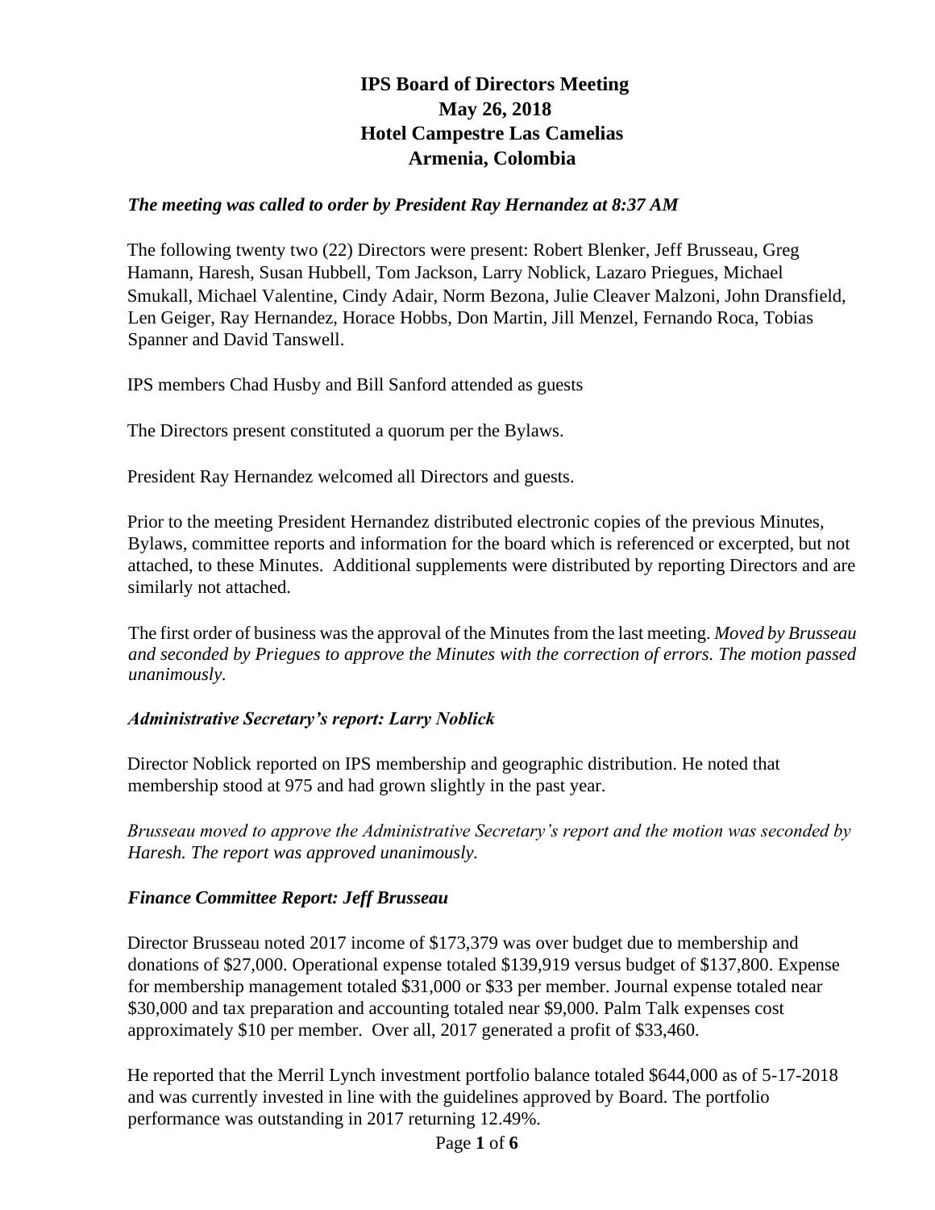# IPS Board of Directors Meeting
# May 26, 2018
# Hotel Campestre Las Camelias
# Armenia, Colombia

***The meeting was called to order by President Ray Hernandez at 8:37 AM***

The following twenty two (22) Directors were present: Robert Blenker, Jeff Brusseau, Greg Hamann, Haresh, Susan Hubbell, Tom Jackson, Larry Noblick, Lazaro Priegues, Michael Smukall, Michael Valentine, Cindy Adair, Norm Bezona, Julie Cleaver Malzoni, John Dransfield, Len Geiger, Ray Hernandez, Horace Hobbs, Don Martin, Jill Menzel, Fernando Roca, Tobias Spanner and David Tanswell.

IPS members Chad Husby and Bill Sanford attended as guests

The Directors present constituted a quorum per the Bylaws.

President Ray Hernandez welcomed all Directors and guests.

Prior to the meeting President Hernandez distributed electronic copies of the previous Minutes, Bylaws, committee reports and information for the board which is referenced or excerpted, but not attached, to these Minutes. Additional supplements were distributed by reporting Directors and are similarly not attached.

The first order of business was the approval of the Minutes from the last meeting. *Moved by Brusseau and seconded by Priegues to approve the Minutes with the correction of errors. The motion passed unanimously.*

### *Administrative Secretary's report: Larry Noblick*

Director Noblick reported on IPS membership and geographic distribution. He noted that membership stood at 975 and had grown slightly in the past year.

*Brusseau moved to approve the Administrative Secretary's report and the motion was seconded by Haresh. The report was approved unanimously.*

### *Finance Committee Report: Jeff Brusseau*

Director Brusseau noted 2017 income of $173,379 was over budget due to membership and donations of $27,000. Operational expense totaled $139,919 versus budget of $137,800. Expense for membership management totaled $31,000 or $33 per member. Journal expense totaled near $30,000 and tax preparation and accounting totaled near $9,000. Palm Talk expenses cost approximately $10 per member. Over all, 2017 generated a profit of $33,460.

He reported that the Merril Lynch investment portfolio balance totaled $644,000 as of 5-17-2018 and was currently invested in line with the guidelines approved by Board. The portfolio performance was outstanding in 2017 returning 12.49%.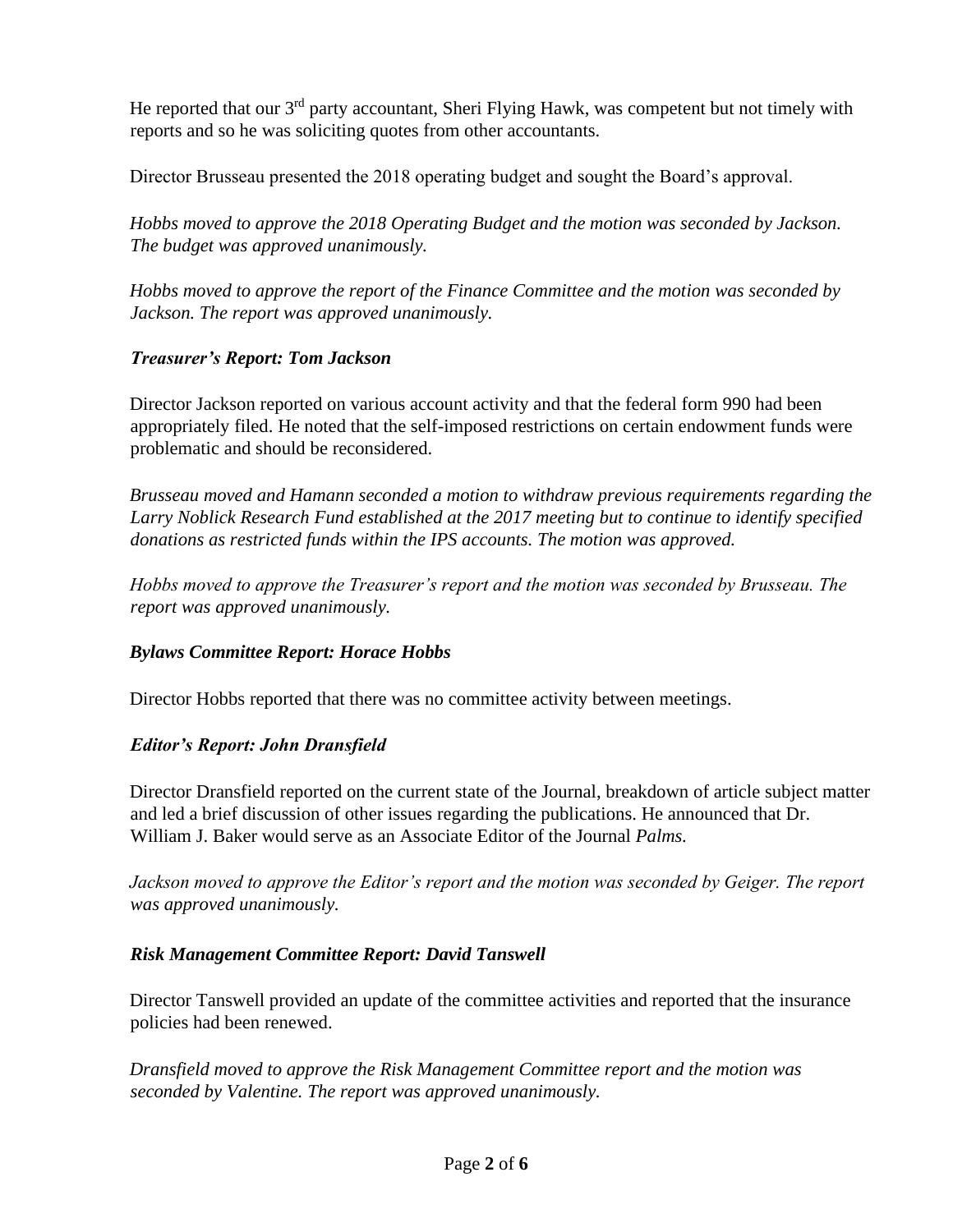He reported that our 3rd party accountant, Sheri Flying Hawk, was competent but not timely with reports and so he was soliciting quotes from other accountants.

Director Brusseau presented the 2018 operating budget and sought the Board's approval.

*Hobbs moved to approve the 2018 Operating Budget and the motion was seconded by Jackson. The budget was approved unanimously.*

*Hobbs moved to approve the report of the Finance Committee and the motion was seconded by Jackson. The report was approved unanimously.*

### *Treasurer's Report: Tom Jackson*

Director Jackson reported on various account activity and that the federal form 990 had been appropriately filed. He noted that the self-imposed restrictions on certain endowment funds were problematic and should be reconsidered.

*Brusseau moved and Hamann seconded a motion to withdraw previous requirements regarding the Larry Noblick Research Fund established at the 2017 meeting but to continue to identify specified donations as restricted funds within the IPS accounts. The motion was approved.*

*Hobbs moved to approve the Treasurer's report and the motion was seconded by Brusseau. The report was approved unanimously.*

### *Bylaws Committee Report: Horace Hobbs*

Director Hobbs reported that there was no committee activity between meetings.

### *Editor's Report: John Dransfield*

Director Dransfield reported on the current state of the Journal, breakdown of article subject matter and led a brief discussion of other issues regarding the publications. He announced that Dr. William J. Baker would serve as an Associate Editor of the Journal *Palms*.

*Jackson moved to approve the Editor's report and the motion was seconded by Geiger. The report was approved unanimously.*

### *Risk Management Committee Report: David Tanswell*

Director Tanswell provided an update of the committee activities and reported that the insurance policies had been renewed.

*Dransfield moved to approve the Risk Management Committee report and the motion was seconded by Valentine. The report was approved unanimously.*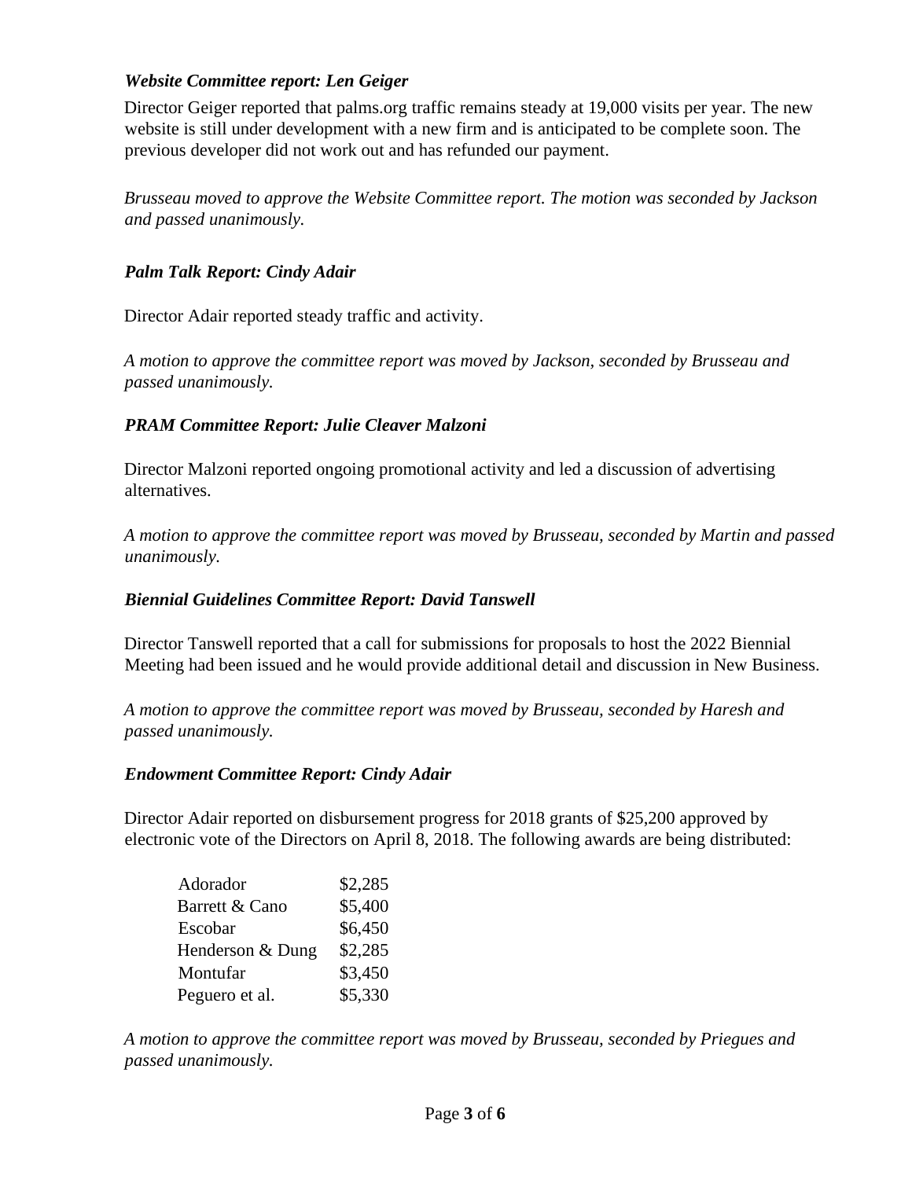***Website Committee report: Len Geiger***

Director Geiger reported that palms.org traffic remains steady at 19,000 visits per year. The new website is still under development with a new firm and is anticipated to be complete soon. The previous developer did not work out and has refunded our payment.

*Brusseau moved to approve the Website Committee report. The motion was seconded by Jackson and passed unanimously.*

***Palm Talk Report: Cindy Adair***

Director Adair reported steady traffic and activity.

*A motion to approve the committee report was moved by Jackson, seconded by Brusseau and passed unanimously.*

***PRAM Committee Report: Julie Cleaver Malzoni***

Director Malzoni reported ongoing promotional activity and led a discussion of advertising alternatives.

*A motion to approve the committee report was moved by Brusseau, seconded by Martin and passed unanimously.*

***Biennial Guidelines Committee Report: David Tanswell***

Director Tanswell reported that a call for submissions for proposals to host the 2022 Biennial Meeting had been issued and he would provide additional detail and discussion in New Business.

*A motion to approve the committee report was moved by Brusseau, seconded by Haresh and passed unanimously.*

***Endowment Committee Report: Cindy Adair***

Director Adair reported on disbursement progress for 2018 grants of $25,200 approved by electronic vote of the Directors on April 8, 2018. The following awards are being distributed:

| | |
|---|---|
| Adorador | $2,285 |
| Barrett & Cano | $5,400 |
| Escobar | $6,450 |
| Henderson & Dung | $2,285 |
| Montufar | $3,450 |
| Peguero et al. | $5,330 |

*A motion to approve the committee report was moved by Brusseau, seconded by Priegues and passed unanimously.*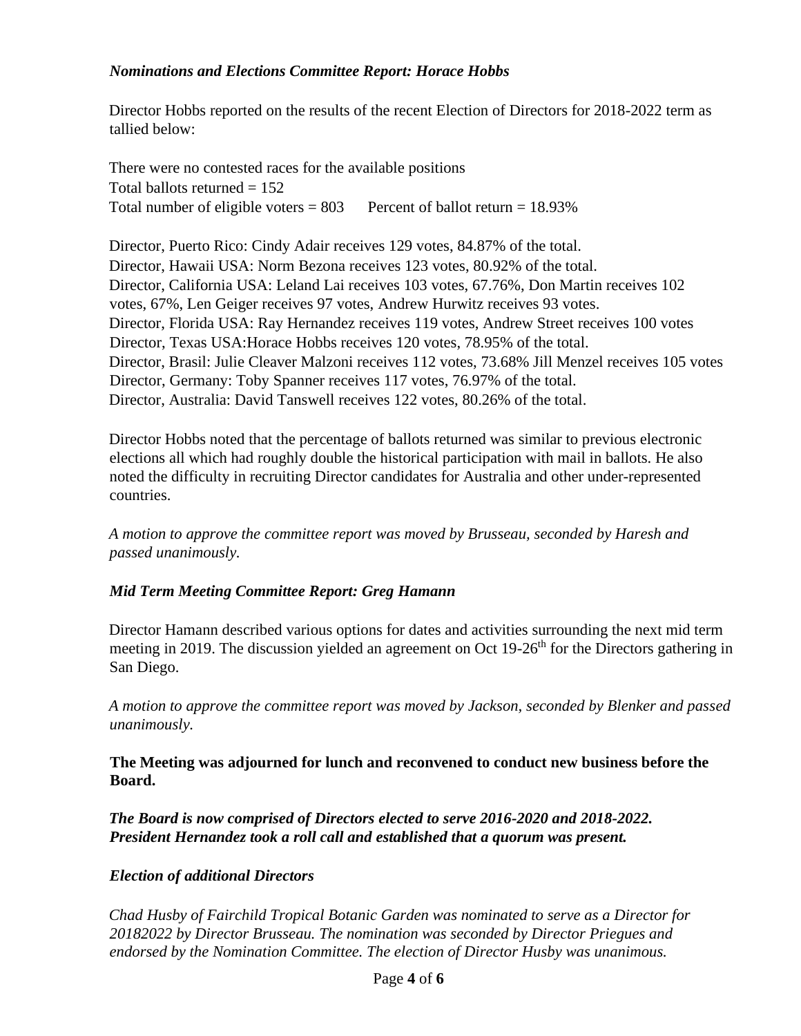### *Nominations and Elections Committee Report: Horace Hobbs*

Director Hobbs reported on the results of the recent Election of Directors for 2018-2022 term as tallied below:

There were no contested races for the available positions
Total ballots returned = 152
Total number of eligible voters = 803      Percent of ballot return = 18.93%

Director, Puerto Rico: Cindy Adair receives 129 votes, 84.87% of the total.
Director, Hawaii USA: Norm Bezona receives 123 votes, 80.92% of the total.
Director, California USA: Leland Lai receives 103 votes, 67.76%, Don Martin receives 102 votes, 67%, Len Geiger receives 97 votes, Andrew Hurwitz receives 93 votes.
Director, Florida USA: Ray Hernandez receives 119 votes, Andrew Street receives 100 votes
Director, Texas USA:Horace Hobbs receives 120 votes, 78.95% of the total.
Director, Brasil: Julie Cleaver Malzoni receives 112 votes, 73.68% Jill Menzel receives 105 votes
Director, Germany: Toby Spanner receives 117 votes, 76.97% of the total.
Director, Australia: David Tanswell receives 122 votes, 80.26% of the total.

Director Hobbs noted that the percentage of ballots returned was similar to previous electronic elections all which had roughly double the historical participation with mail in ballots. He also noted the difficulty in recruiting Director candidates for Australia and other under-represented countries.

*A motion to approve the committee report was moved by Brusseau, seconded by Haresh and passed unanimously.*

### *Mid Term Meeting Committee Report: Greg Hamann*

Director Hamann described various options for dates and activities surrounding the next mid term meeting in 2019. The discussion yielded an agreement on Oct 19-26th for the Directors gathering in San Diego.

*A motion to approve the committee report was moved by Jackson, seconded by Blenker and passed unanimously.*

**The Meeting was adjourned for lunch and reconvened to conduct new business before the Board.**

***The Board is now comprised of Directors elected to serve 2016-2020 and 2018-2022. President Hernandez took a roll call and established that a quorum was present.***

### *Election of additional Directors*

*Chad Husby of Fairchild Tropical Botanic Garden was nominated to serve as a Director for 20182022 by Director Brusseau. The nomination was seconded by Director Priegues and endorsed by the Nomination Committee. The election of Director Husby was unanimous.*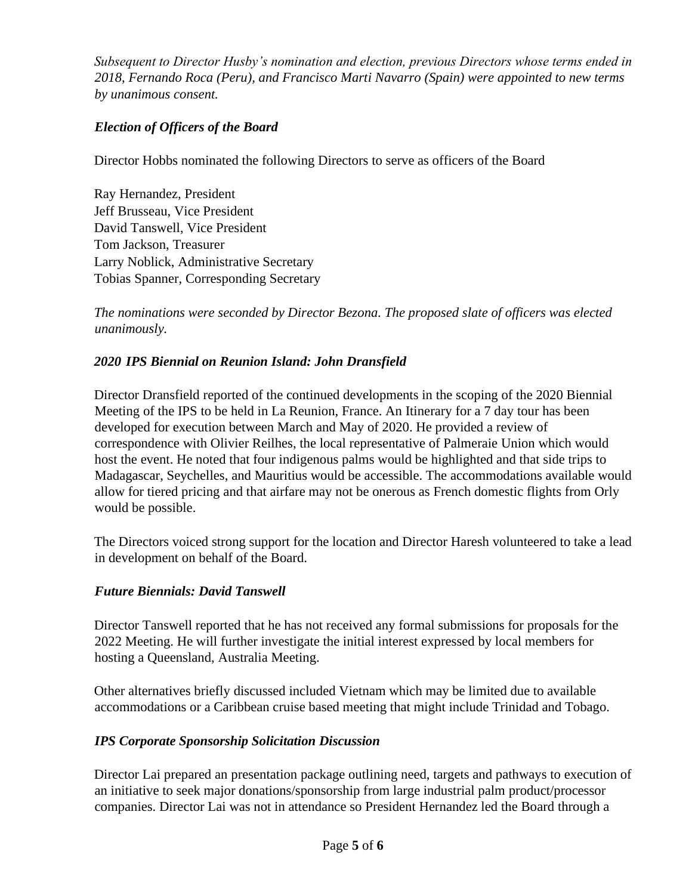*Subsequent to Director Husby's nomination and election, previous Directors whose terms ended in 2018, Fernando Roca (Peru), and Francisco Marti Navarro (Spain) were appointed to new terms by unanimous consent.*

### *Election of Officers of the Board*

Director Hobbs nominated the following Directors to serve as officers of the Board

Ray Hernandez, President
Jeff Brusseau, Vice President
David Tanswell, Vice President
Tom Jackson, Treasurer
Larry Noblick, Administrative Secretary
Tobias Spanner, Corresponding Secretary

*The nominations were seconded by Director Bezona. The proposed slate of officers was elected unanimously.*

### *2020 IPS Biennial on Reunion Island: John Dransfield*

Director Dransfield reported of the continued developments in the scoping of the 2020 Biennial Meeting of the IPS to be held in La Reunion, France. An Itinerary for a 7 day tour has been developed for execution between March and May of 2020. He provided a review of correspondence with Olivier Reilhes, the local representative of Palmeraie Union which would host the event. He noted that four indigenous palms would be highlighted and that side trips to Madagascar, Seychelles, and Mauritius would be accessible. The accommodations available would allow for tiered pricing and that airfare may not be onerous as French domestic flights from Orly would be possible.

The Directors voiced strong support for the location and Director Haresh volunteered to take a lead in development on behalf of the Board.

### *Future Biennials: David Tanswell*

Director Tanswell reported that he has not received any formal submissions for proposals for the 2022 Meeting. He will further investigate the initial interest expressed by local members for hosting a Queensland, Australia Meeting.

Other alternatives briefly discussed included Vietnam which may be limited due to available accommodations or a Caribbean cruise based meeting that might include Trinidad and Tobago.

### *IPS Corporate Sponsorship Solicitation Discussion*

Director Lai prepared an presentation package outlining need, targets and pathways to execution of an initiative to seek major donations/sponsorship from large industrial palm product/processor companies. Director Lai was not in attendance so President Hernandez led the Board through a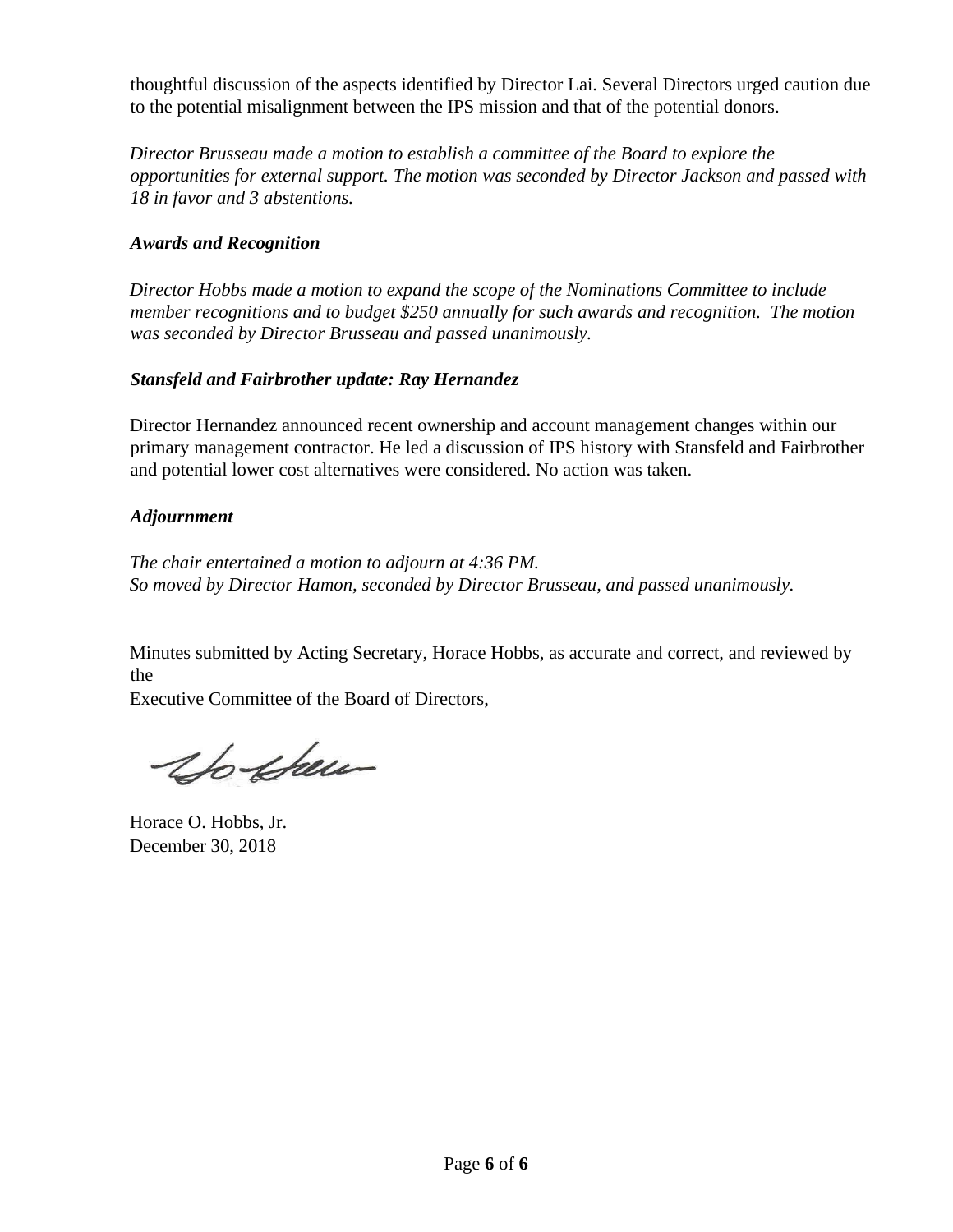thoughtful discussion of the aspects identified by Director Lai. Several Directors urged caution due to the potential misalignment between the IPS mission and that of the potential donors.

*Director Brusseau made a motion to establish a committee of the Board to explore the opportunities for external support. The motion was seconded by Director Jackson and passed with 18 in favor and 3 abstentions.*

### *Awards and Recognition*

*Director Hobbs made a motion to expand the scope of the Nominations Committee to include member recognitions and to budget $250 annually for such awards and recognition. The motion was seconded by Director Brusseau and passed unanimously.*

### *Stansfeld and Fairbrother update: Ray Hernandez*

Director Hernandez announced recent ownership and account management changes within our primary management contractor. He led a discussion of IPS history with Stansfeld and Fairbrother and potential lower cost alternatives were considered. No action was taken.

### *Adjournment*

*The chair entertained a motion to adjourn at 4:36 PM.*
*So moved by Director Hamon, seconded by Director Brusseau, and passed unanimously.*

Minutes submitted by Acting Secretary, Horace Hobbs, as accurate and correct, and reviewed by the
Executive Committee of the Board of Directors,

Horace O. Hobbs, Jr.
December 30, 2018